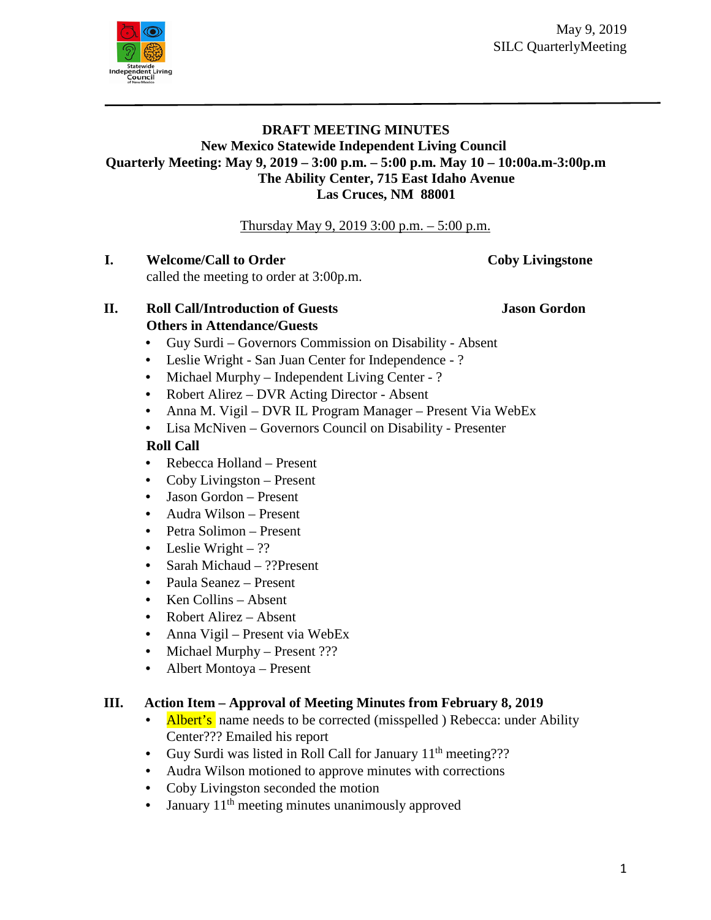May 9, 2019
SILC QuarterlyMeeting

**DRAFT MEETING MINUTES**
**New Mexico Statewide Independent Living Council**
**Quarterly Meeting: May 9, 2019 – 3:00 p.m. – 5:00 p.m. May 10 – 10:00a.m-3:00p.m**
**The Ability Center, 715 East Idaho Avenue**
**Las Cruces, NM 88001**

Thursday May 9, 2019 3:00 p.m. – 5:00 p.m.

## I. Welcome/Call to Order — Coby Livingstone

called the meeting to order at 3:00p.m.

## II. Roll Call/Introduction of Guests — Jason Gordon

**Others in Attendance/Guests**

- Guy Surdi – Governors Commission on Disability - Absent
- Leslie Wright - San Juan Center for Independence - ?
- Michael Murphy – Independent Living Center - ?
- Robert Alirez – DVR Acting Director - Absent
- Anna M. Vigil – DVR IL Program Manager – Present Via WebEx
- Lisa McNiven – Governors Council on Disability - Presenter

**Roll Call**

- Rebecca Holland – Present
- Coby Livingston – Present
- Jason Gordon – Present
- Audra Wilson – Present
- Petra Solimon – Present
- Leslie Wright – ??
- Sarah Michaud – ??Present
- Paula Seanez – Present
- Ken Collins – Absent
- Robert Alirez – Absent
- Anna Vigil – Present via WebEx
- Michael Murphy – Present ???
- Albert Montoya – Present

## III. Action Item – Approval of Meeting Minutes from February 8, 2019

- Albert's name needs to be corrected (misspelled ) Rebecca: under Ability Center??? Emailed his report
- Guy Surdi was listed in Roll Call for January 11th meeting???
- Audra Wilson motioned to approve minutes with corrections
- Coby Livingston seconded the motion
- January 11th meeting minutes unanimously approved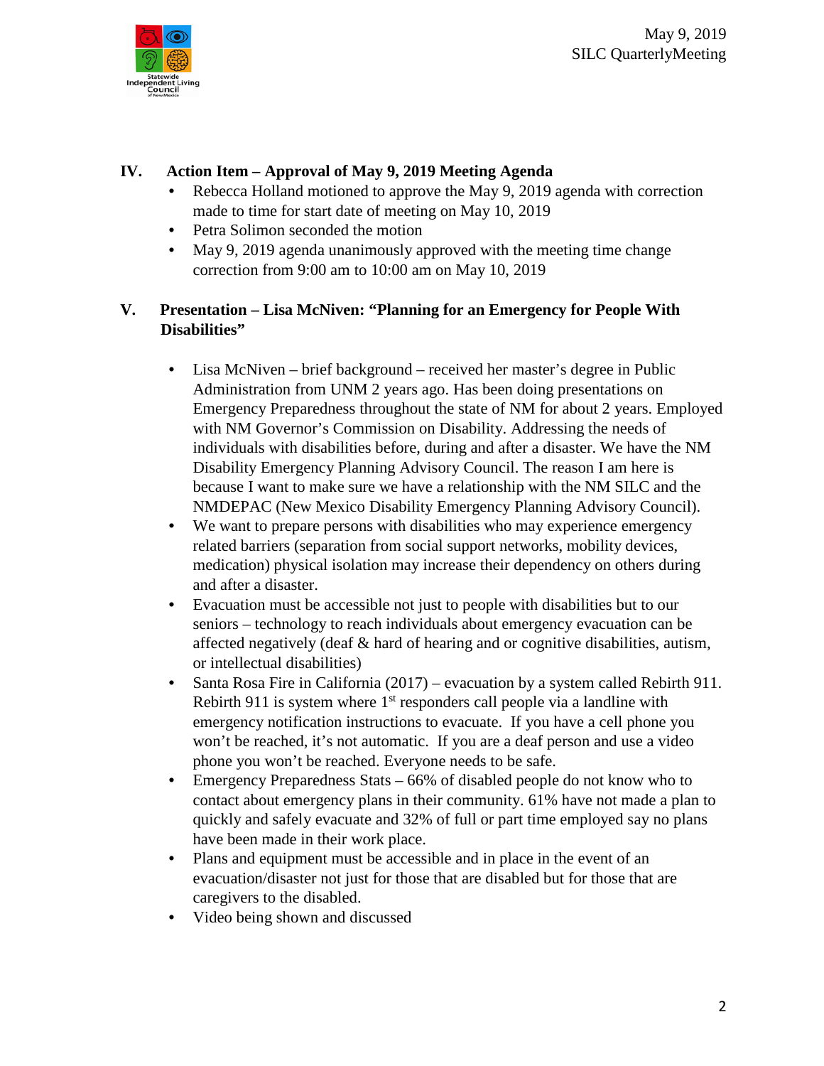## IV. Action Item – Approval of May 9, 2019 Meeting Agenda

- Rebecca Holland motioned to approve the May 9, 2019 agenda with correction made to time for start date of meeting on May 10, 2019
- Petra Solimon seconded the motion
- May 9, 2019 agenda unanimously approved with the meeting time change correction from 9:00 am to 10:00 am on May 10, 2019

## V. Presentation – Lisa McNiven: "Planning for an Emergency for People With Disabilities"

- Lisa McNiven – brief background – received her master's degree in Public Administration from UNM 2 years ago. Has been doing presentations on Emergency Preparedness throughout the state of NM for about 2 years. Employed with NM Governor's Commission on Disability. Addressing the needs of individuals with disabilities before, during and after a disaster. We have the NM Disability Emergency Planning Advisory Council. The reason I am here is because I want to make sure we have a relationship with the NM SILC and the NMDEPAC (New Mexico Disability Emergency Planning Advisory Council).
- We want to prepare persons with disabilities who may experience emergency related barriers (separation from social support networks, mobility devices, medication) physical isolation may increase their dependency on others during and after a disaster.
- Evacuation must be accessible not just to people with disabilities but to our seniors – technology to reach individuals about emergency evacuation can be affected negatively (deaf & hard of hearing and or cognitive disabilities, autism, or intellectual disabilities)
- Santa Rosa Fire in California (2017) – evacuation by a system called Rebirth 911. Rebirth 911 is system where 1st responders call people via a landline with emergency notification instructions to evacuate. If you have a cell phone you won't be reached, it's not automatic. If you are a deaf person and use a video phone you won't be reached. Everyone needs to be safe.
- Emergency Preparedness Stats – 66% of disabled people do not know who to contact about emergency plans in their community. 61% have not made a plan to quickly and safely evacuate and 32% of full or part time employed say no plans have been made in their work place.
- Plans and equipment must be accessible and in place in the event of an evacuation/disaster not just for those that are disabled but for those that are caregivers to the disabled.
- Video being shown and discussed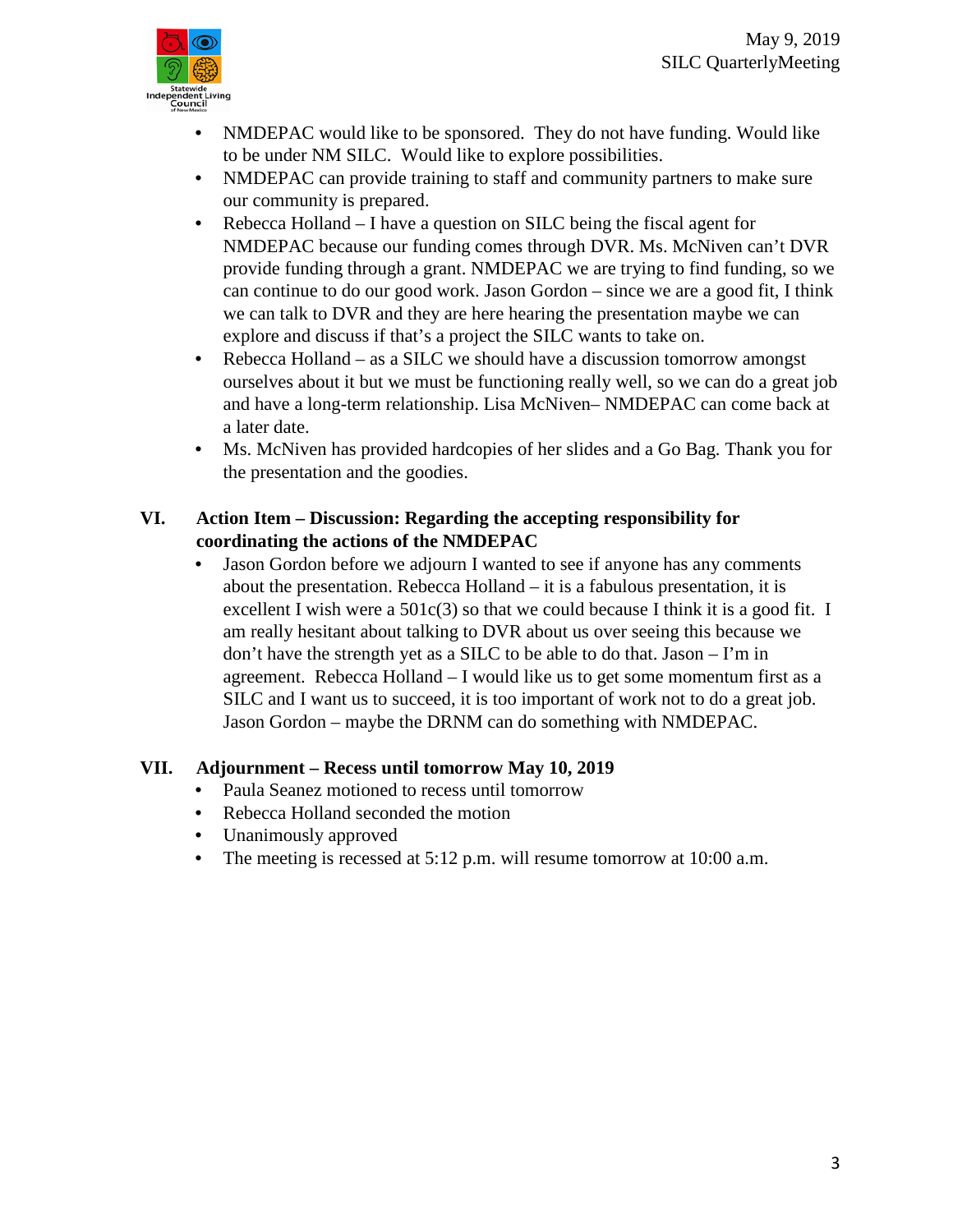- NMDEPAC would like to be sponsored. They do not have funding. Would like to be under NM SILC. Would like to explore possibilities.
- NMDEPAC can provide training to staff and community partners to make sure our community is prepared.
- Rebecca Holland – I have a question on SILC being the fiscal agent for NMDEPAC because our funding comes through DVR. Ms. McNiven can't DVR provide funding through a grant. NMDEPAC we are trying to find funding, so we can continue to do our good work. Jason Gordon – since we are a good fit, I think we can talk to DVR and they are here hearing the presentation maybe we can explore and discuss if that's a project the SILC wants to take on.
- Rebecca Holland – as a SILC we should have a discussion tomorrow amongst ourselves about it but we must be functioning really well, so we can do a great job and have a long-term relationship. Lisa McNiven– NMDEPAC can come back at a later date.
- Ms. McNiven has provided hardcopies of her slides and a Go Bag. Thank you for the presentation and the goodies.

## VI. Action Item – Discussion: Regarding the accepting responsibility for coordinating the actions of the NMDEPAC

- Jason Gordon before we adjourn I wanted to see if anyone has any comments about the presentation. Rebecca Holland – it is a fabulous presentation, it is excellent I wish were a 501c(3) so that we could because I think it is a good fit. I am really hesitant about talking to DVR about us over seeing this because we don't have the strength yet as a SILC to be able to do that. Jason – I'm in agreement. Rebecca Holland – I would like us to get some momentum first as a SILC and I want us to succeed, it is too important of work not to do a great job. Jason Gordon – maybe the DRNM can do something with NMDEPAC.

## VII. Adjournment – Recess until tomorrow May 10, 2019

- Paula Seanez motioned to recess until tomorrow
- Rebecca Holland seconded the motion
- Unanimously approved
- The meeting is recessed at 5:12 p.m. will resume tomorrow at 10:00 a.m.